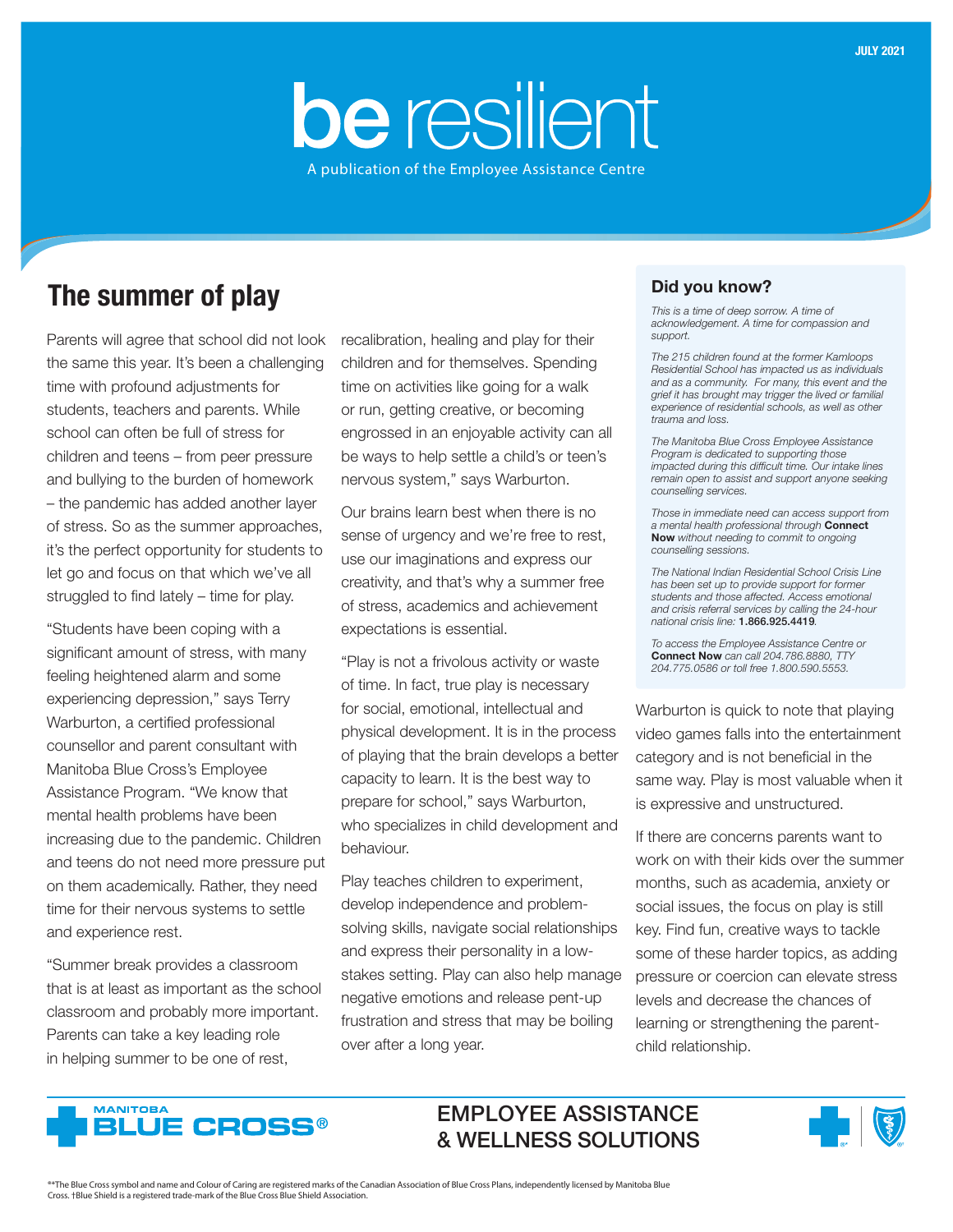JULY 2021

# be resilient

A publication of the Employee Assistance Centre

## The summer of play

Parents will agree that school did not look the same this year. It's been a challenging time with profound adjustments for students, teachers and parents. While school can often be full of stress for children and teens – from peer pressure and bullying to the burden of homework – the pandemic has added another layer of stress. So as the summer approaches, it's the perfect opportunity for students to let go and focus on that which we've all struggled to find lately – time for play.

"Students have been coping with a significant amount of stress, with many feeling heightened alarm and some experiencing depression," says Terry Warburton, a certified professional counsellor and parent consultant with Manitoba Blue Cross's Employee Assistance Program. "We know that mental health problems have been increasing due to the pandemic. Children and teens do not need more pressure put on them academically. Rather, they need time for their nervous systems to settle and experience rest.

"Summer break provides a classroom that is at least as important as the school classroom and probably more important. Parents can take a key leading role in helping summer to be one of rest, recalibration, healing and play for their children and for themselves. Spending time on activities like going for a walk or run, getting creative, or becoming engrossed in an enjoyable activity can all be ways to help settle a child's or teen's nervous system," says Warburton.

Our brains learn best when there is no sense of urgency and we're free to rest, use our imaginations and express our creativity, and that's why a summer free of stress, academics and achievement expectations is essential.

"Play is not a frivolous activity or waste of time. In fact, true play is necessary for social, emotional, intellectual and physical development. It is in the process of playing that the brain develops a better capacity to learn. It is the best way to prepare for school," says Warburton, who specializes in child development and behaviour.

Play teaches children to experiment, develop independence and problem-solving skills, navigate social relationships and express their personality in a low-stakes setting. Play can also help manage negative emotions and release pent-up frustration and stress that may be boiling over after a long year.

### Did you know?

*This is a time of deep sorrow. A time of acknowledgement. A time for compassion and support.*

*The 215 children found at the former Kamloops Residential School has impacted us as individuals and as a community. For many, this event and the grief it has brought may trigger the lived or familial experience of residential schools, as well as other trauma and loss.*

*The Manitoba Blue Cross Employee Assistance Program is dedicated to supporting those impacted during this difficult time. Our intake lines remain open to assist and support anyone seeking counselling services.*

*Those in immediate need can access support from a mental health professional through* ***Connect Now*** *without needing to commit to ongoing counselling sessions.*

*The National Indian Residential School Crisis Line has been set up to provide support for former students and those affected. Access emotional and crisis referral services by calling the 24-hour national crisis line:* **1.866.925.4419***.*

*To access the Employee Assistance Centre or* ***Connect Now*** *can call 204.786.8880, TTY 204.775.0586 or toll free 1.800.590.5553.*

Warburton is quick to note that playing video games falls into the entertainment category and is not beneficial in the same way. Play is most valuable when it is expressive and unstructured.

If there are concerns parents want to work on with their kids over the summer months, such as academia, anxiety or social issues, the focus on play is still key. Find fun, creative ways to tackle some of these harder topics, as adding pressure or coercion can elevate stress levels and decrease the chances of learning or strengthening the parent-child relationship.

MANITOBA BLUE CROSS®

EMPLOYEE ASSISTANCE & WELLNESS SOLUTIONS

®\*The Blue Cross symbol and name and Colour of Caring are registered marks of the Canadian Association of Blue Cross Plans, independently licensed by Manitoba Blue Cross. †Blue Shield is a registered trade-mark of the Blue Cross Blue Shield Association.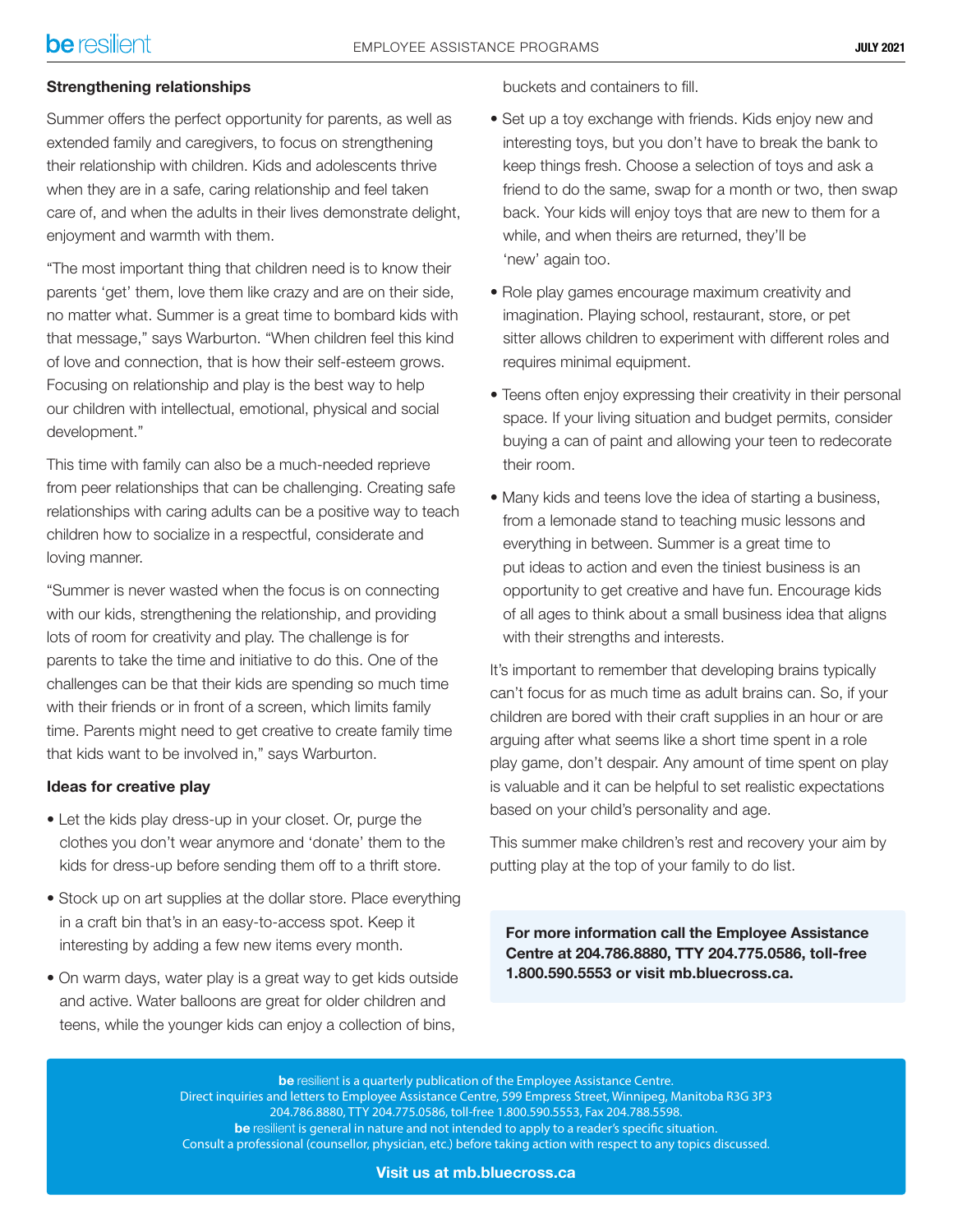## Strengthening relationships

Summer offers the perfect opportunity for parents, as well as extended family and caregivers, to focus on strengthening their relationship with children. Kids and adolescents thrive when they are in a safe, caring relationship and feel taken care of, and when the adults in their lives demonstrate delight, enjoyment and warmth with them.

"The most important thing that children need is to know their parents 'get' them, love them like crazy and are on their side, no matter what. Summer is a great time to bombard kids with that message," says Warburton. "When children feel this kind of love and connection, that is how their self-esteem grows. Focusing on relationship and play is the best way to help our children with intellectual, emotional, physical and social development."

This time with family can also be a much-needed reprieve from peer relationships that can be challenging. Creating safe relationships with caring adults can be a positive way to teach children how to socialize in a respectful, considerate and loving manner.

"Summer is never wasted when the focus is on connecting with our kids, strengthening the relationship, and providing lots of room for creativity and play. The challenge is for parents to take the time and initiative to do this. One of the challenges can be that their kids are spending so much time with their friends or in front of a screen, which limits family time. Parents might need to get creative to create family time that kids want to be involved in," says Warburton.

## Ideas for creative play

- Let the kids play dress-up in your closet. Or, purge the clothes you don't wear anymore and 'donate' them to the kids for dress-up before sending them off to a thrift store.
- Stock up on art supplies at the dollar store. Place everything in a craft bin that's in an easy-to-access spot. Keep it interesting by adding a few new items every month.
- On warm days, water play is a great way to get kids outside and active. Water balloons are great for older children and teens, while the younger kids can enjoy a collection of bins, buckets and containers to fill.
- Set up a toy exchange with friends. Kids enjoy new and interesting toys, but you don't have to break the bank to keep things fresh. Choose a selection of toys and ask a friend to do the same, swap for a month or two, then swap back. Your kids will enjoy toys that are new to them for a while, and when theirs are returned, they'll be 'new' again too.
- Role play games encourage maximum creativity and imagination. Playing school, restaurant, store, or pet sitter allows children to experiment with different roles and requires minimal equipment.
- Teens often enjoy expressing their creativity in their personal space. If your living situation and budget permits, consider buying a can of paint and allowing your teen to redecorate their room.
- Many kids and teens love the idea of starting a business, from a lemonade stand to teaching music lessons and everything in between. Summer is a great time to put ideas to action and even the tiniest business is an opportunity to get creative and have fun. Encourage kids of all ages to think about a small business idea that aligns with their strengths and interests.

It's important to remember that developing brains typically can't focus for as much time as adult brains can. So, if your children are bored with their craft supplies in an hour or are arguing after what seems like a short time spent in a role play game, don't despair. Any amount of time spent on play is valuable and it can be helpful to set realistic expectations based on your child's personality and age.

This summer make children's rest and recovery your aim by putting play at the top of your family to do list.

**For more information call the Employee Assistance Centre at 204.786.8880, TTY 204.775.0586, toll-free 1.800.590.5553 or visit mb.bluecross.ca.**

**be** resilient is a quarterly publication of the Employee Assistance Centre.
Direct inquiries and letters to Employee Assistance Centre, 599 Empress Street, Winnipeg, Manitoba R3G 3P3
204.786.8880, TTY 204.775.0586, toll-free 1.800.590.5553, Fax 204.788.5598.
**be** resilient is general in nature and not intended to apply to a reader's specific situation.
Consult a professional (counsellor, physician, etc.) before taking action with respect to any topics discussed.

**Visit us at mb.bluecross.ca**